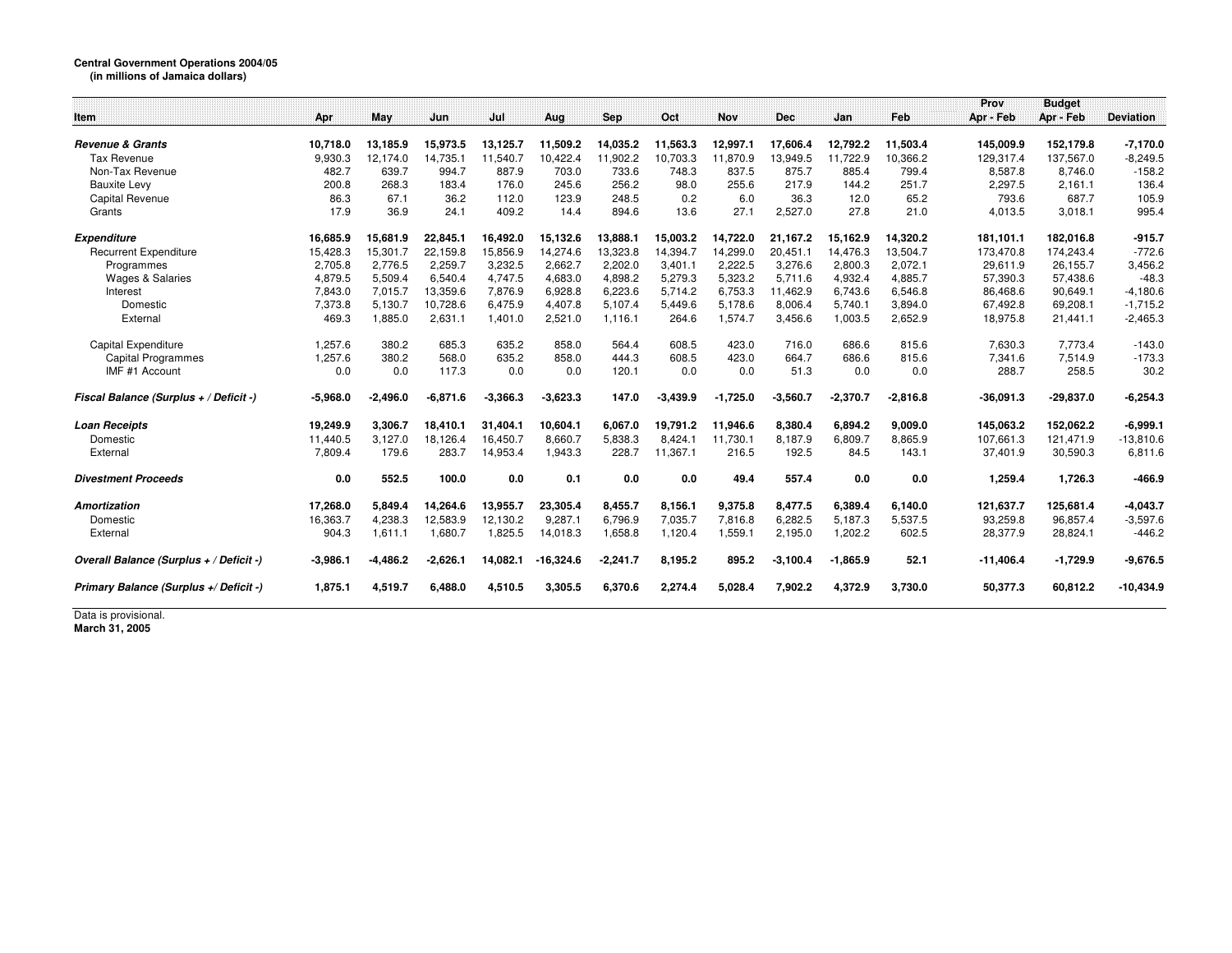**Central Government Operations 2004/05**
**(in millions of Jamaica dollars)**

| Item | Apr | May | Jun | Jul | Aug | Sep | Oct | Nov | Dec | Jan | Feb | Prov Apr - Feb | Budget Apr - Feb | Deviation |
|---|---|---|---|---|---|---|---|---|---|---|---|---|---|---|
| ***Revenue & Grants*** | **10,718.0** | **13,185.9** | **15,973.5** | **13,125.7** | **11,509.2** | **14,035.2** | **11,563.3** | **12,997.1** | **17,606.4** | **12,792.2** | **11,503.4** | **145,009.9** | **152,179.8** | **-7,170.0** |
| Tax Revenue | 9,930.3 | 12,174.0 | 14,735.1 | 11,540.7 | 10,422.4 | 11,902.2 | 10,703.3 | 11,870.9 | 13,949.5 | 11,722.9 | 10,366.2 | 129,317.4 | 137,567.0 | -8,249.5 |
| Non-Tax Revenue | 482.7 | 639.7 | 994.7 | 887.9 | 703.0 | 733.6 | 748.3 | 837.5 | 875.7 | 885.4 | 799.4 | 8,587.8 | 8,746.0 | -158.2 |
| Bauxite Levy | 200.8 | 268.3 | 183.4 | 176.0 | 245.6 | 256.2 | 98.0 | 255.6 | 217.9 | 144.2 | 251.7 | 2,297.5 | 2,161.1 | 136.4 |
| Capital Revenue | 86.3 | 67.1 | 36.2 | 112.0 | 123.9 | 248.5 | 0.2 | 6.0 | 36.3 | 12.0 | 65.2 | 793.6 | 687.7 | 105.9 |
| Grants | 17.9 | 36.9 | 24.1 | 409.2 | 14.4 | 894.6 | 13.6 | 27.1 | 2,527.0 | 27.8 | 21.0 | 4,013.5 | 3,018.1 | 995.4 |
| ***Expenditure*** | **16,685.9** | **15,681.9** | **22,845.1** | **16,492.0** | **15,132.6** | **13,888.1** | **15,003.2** | **14,722.0** | **21,167.2** | **15,162.9** | **14,320.2** | **181,101.1** | **182,016.8** | **-915.7** |
| Recurrent Expenditure | 15,428.3 | 15,301.7 | 22,159.8 | 15,856.9 | 14,274.6 | 13,323.8 | 14,394.7 | 14,299.0 | 20,451.1 | 14,476.3 | 13,504.7 | 173,470.8 | 174,243.4 | -772.6 |
| Programmes | 2,705.8 | 2,776.5 | 2,259.7 | 3,232.5 | 2,662.7 | 2,202.0 | 3,401.1 | 2,222.5 | 3,276.6 | 2,800.3 | 2,072.1 | 29,611.9 | 26,155.7 | 3,456.2 |
| Wages & Salaries | 4,879.5 | 5,509.4 | 6,540.4 | 4,747.5 | 4,683.0 | 4,898.2 | 5,279.3 | 5,323.2 | 5,711.6 | 4,932.4 | 4,885.7 | 57,390.3 | 57,438.6 | -48.3 |
| Interest | 7,843.0 | 7,015.7 | 13,359.6 | 7,876.9 | 6,928.8 | 6,223.6 | 5,714.2 | 6,753.3 | 11,462.9 | 6,743.6 | 6,546.8 | 86,468.6 | 90,649.1 | -4,180.6 |
| Domestic | 7,373.8 | 5,130.7 | 10,728.6 | 6,475.9 | 4,407.8 | 5,107.4 | 5,449.6 | 5,178.6 | 8,006.4 | 5,740.1 | 3,894.0 | 67,492.8 | 69,208.1 | -1,715.2 |
| External | 469.3 | 1,885.0 | 2,631.1 | 1,401.0 | 2,521.0 | 1,116.1 | 264.6 | 1,574.7 | 3,456.6 | 1,003.5 | 2,652.9 | 18,975.8 | 21,441.1 | -2,465.3 |
| Capital Expenditure | 1,257.6 | 380.2 | 685.3 | 635.2 | 858.0 | 564.4 | 608.5 | 423.0 | 716.0 | 686.6 | 815.6 | 7,630.3 | 7,773.4 | -143.0 |
| Capital Programmes | 1,257.6 | 380.2 | 568.0 | 635.2 | 858.0 | 444.3 | 608.5 | 423.0 | 664.7 | 686.6 | 815.6 | 7,341.6 | 7,514.9 | -173.3 |
| IMF #1 Account | 0.0 | 0.0 | 117.3 | 0.0 | 0.0 | 120.1 | 0.0 | 0.0 | 51.3 | 0.0 | 0.0 | 288.7 | 258.5 | 30.2 |
| ***Fiscal Balance (Surplus + / Deficit -)*** | **-5,968.0** | **-2,496.0** | **-6,871.6** | **-3,366.3** | **-3,623.3** | **147.0** | **-3,439.9** | **-1,725.0** | **-3,560.7** | **-2,370.7** | **-2,816.8** | **-36,091.3** | **-29,837.0** | **-6,254.3** |
| ***Loan Receipts*** | **19,249.9** | **3,306.7** | **18,410.1** | **31,404.1** | **10,604.1** | **6,067.0** | **19,791.2** | **11,946.6** | **8,380.4** | **6,894.2** | **9,009.0** | **145,063.2** | **152,062.2** | **-6,999.1** |
| Domestic | 11,440.5 | 3,127.0 | 18,126.4 | 16,450.7 | 8,660.7 | 5,838.3 | 8,424.1 | 11,730.1 | 8,187.9 | 6,809.7 | 8,865.9 | 107,661.3 | 121,471.9 | -13,810.6 |
| External | 7,809.4 | 179.6 | 283.7 | 14,953.4 | 1,943.3 | 228.7 | 11,367.1 | 216.5 | 192.5 | 84.5 | 143.1 | 37,401.9 | 30,590.3 | 6,811.6 |
| ***Divestment Proceeds*** | **0.0** | **552.5** | **100.0** | **0.0** | **0.1** | **0.0** | **0.0** | **49.4** | **557.4** | **0.0** | **0.0** | **1,259.4** | **1,726.3** | **-466.9** |
| ***Amortization*** | **17,268.0** | **5,849.4** | **14,264.6** | **13,955.7** | **23,305.4** | **8,455.7** | **8,156.1** | **9,375.8** | **8,477.5** | **6,389.4** | **6,140.0** | **121,637.7** | **125,681.4** | **-4,043.7** |
| Domestic | 16,363.7 | 4,238.3 | 12,583.9 | 12,130.2 | 9,287.1 | 6,796.9 | 7,035.7 | 7,816.8 | 6,282.5 | 5,187.3 | 5,537.5 | 93,259.8 | 96,857.4 | -3,597.6 |
| External | 904.3 | 1,611.1 | 1,680.7 | 1,825.5 | 14,018.3 | 1,658.8 | 1,120.4 | 1,559.1 | 2,195.0 | 1,202.2 | 602.5 | 28,377.9 | 28,824.1 | -446.2 |
| ***Overall Balance (Surplus + / Deficit -)*** | **-3,986.1** | **-4,486.2** | **-2,626.1** | **14,082.1** | **-16,324.6** | **-2,241.7** | **8,195.2** | **895.2** | **-3,100.4** | **-1,865.9** | **52.1** | **-11,406.4** | **-1,729.9** | **-9,676.5** |
| ***Primary Balance (Surplus +/ Deficit -)*** | **1,875.1** | **4,519.7** | **6,488.0** | **4,510.5** | **3,305.5** | **6,370.6** | **2,274.4** | **5,028.4** | **7,902.2** | **4,372.9** | **3,730.0** | **50,377.3** | **60,812.2** | **-10,434.9** |

Data is provisional.
**March 31, 2005**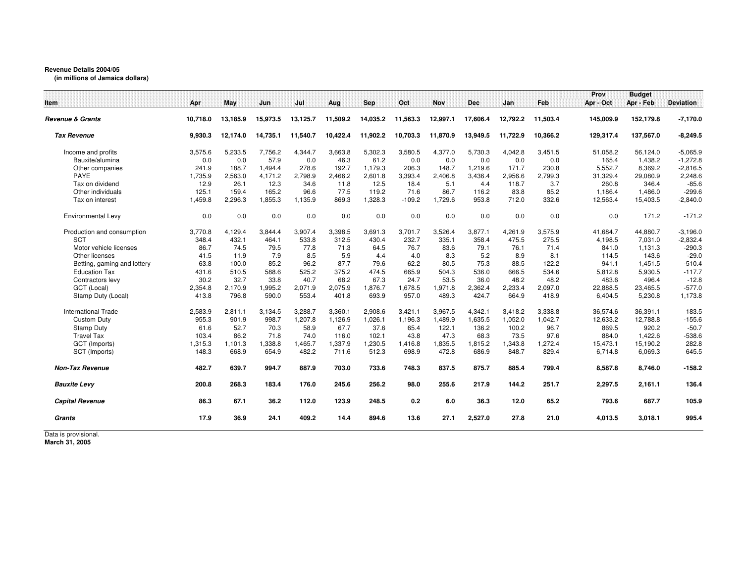**Revenue Details 2004/05**
**(in millions of Jamaica dollars)**

| Item | Apr | May | Jun | Jul | Aug | Sep | Oct | Nov | Dec | Jan | Feb | Prov Apr - Oct | Budget Apr - Feb | Deviation |
|---|---|---|---|---|---|---|---|---|---|---|---|---|---|---|
| ***Revenue & Grants*** | **10,718.0** | **13,185.9** | **15,973.5** | **13,125.7** | **11,509.2** | **14,035.2** | **11,563.3** | **12,997.1** | **17,606.4** | **12,792.2** | **11,503.4** | **145,009.9** | **152,179.8** | **-7,170.0** |
| ***Tax Revenue*** | **9,930.3** | **12,174.0** | **14,735.1** | **11,540.7** | **10,422.4** | **11,902.2** | **10,703.3** | **11,870.9** | **13,949.5** | **11,722.9** | **10,366.2** | **129,317.4** | **137,567.0** | **-8,249.5** |
| Income and profits | 3,575.6 | 5,233.5 | 7,756.2 | 4,344.7 | 3,663.8 | 5,302.3 | 3,580.5 | 4,377.0 | 5,730.3 | 4,042.8 | 3,451.5 | 51,058.2 | 56,124.0 | -5,065.9 |
| Bauxite/alumina | 0.0 | 0.0 | 57.9 | 0.0 | 46.3 | 61.2 | 0.0 | 0.0 | 0.0 | 0.0 | 0.0 | 165.4 | 1,438.2 | -1,272.8 |
| Other companies | 241.9 | 188.7 | 1,494.4 | 278.6 | 192.7 | 1,179.3 | 206.3 | 148.7 | 1,219.6 | 171.7 | 230.8 | 5,552.7 | 8,369.2 | -2,816.5 |
| PAYE | 1,735.9 | 2,563.0 | 4,171.2 | 2,798.9 | 2,466.2 | 2,601.8 | 3,393.4 | 2,406.8 | 3,436.4 | 2,956.6 | 2,799.3 | 31,329.4 | 29,080.9 | 2,248.6 |
| Tax on dividend | 12.9 | 26.1 | 12.3 | 34.6 | 11.8 | 12.5 | 18.4 | 5.1 | 4.4 | 118.7 | 3.7 | 260.8 | 346.4 | -85.6 |
| Other individuals | 125.1 | 159.4 | 165.2 | 96.6 | 77.5 | 119.2 | 71.6 | 86.7 | 116.2 | 83.8 | 85.2 | 1,186.4 | 1,486.0 | -299.6 |
| Tax on interest | 1,459.8 | 2,296.3 | 1,855.3 | 1,135.9 | 869.3 | 1,328.3 | -109.2 | 1,729.6 | 953.8 | 712.0 | 332.6 | 12,563.4 | 15,403.5 | -2,840.0 |
| Environmental Levy | 0.0 | 0.0 | 0.0 | 0.0 | 0.0 | 0.0 | 0.0 | 0.0 | 0.0 | 0.0 | 0.0 | 0.0 | 171.2 | -171.2 |
| Production and consumption | 3,770.8 | 4,129.4 | 3,844.4 | 3,907.4 | 3,398.5 | 3,691.3 | 3,701.7 | 3,526.4 | 3,877.1 | 4,261.9 | 3,575.9 | 41,684.7 | 44,880.7 | -3,196.0 |
| SCT | 348.4 | 432.1 | 464.1 | 533.8 | 312.5 | 430.4 | 232.7 | 335.1 | 358.4 | 475.5 | 275.5 | 4,198.5 | 7,031.0 | -2,832.4 |
| Motor vehicle licenses | 86.7 | 74.5 | 79.5 | 77.8 | 71.3 | 64.5 | 76.7 | 83.6 | 79.1 | 76.1 | 71.4 | 841.0 | 1,131.3 | -290.3 |
| Other licenses | 41.5 | 11.9 | 7.9 | 8.5 | 5.9 | 4.4 | 4.0 | 8.3 | 5.2 | 8.9 | 8.1 | 114.5 | 143.6 | -29.0 |
| Betting, gaming and lottery | 63.8 | 100.0 | 85.2 | 96.2 | 87.7 | 79.6 | 62.2 | 80.5 | 75.3 | 88.5 | 122.2 | 941.1 | 1,451.5 | -510.4 |
| Education Tax | 431.6 | 510.5 | 588.6 | 525.2 | 375.2 | 474.5 | 665.9 | 504.3 | 536.0 | 666.5 | 534.6 | 5,812.8 | 5,930.5 | -117.7 |
| Contractors levy | 30.2 | 32.7 | 33.8 | 40.7 | 68.2 | 67.3 | 24.7 | 53.5 | 36.0 | 48.2 | 48.2 | 483.6 | 496.4 | -12.8 |
| GCT (Local) | 2,354.8 | 2,170.9 | 1,995.2 | 2,071.9 | 2,075.9 | 1,876.7 | 1,678.5 | 1,971.8 | 2,362.4 | 2,233.4 | 2,097.0 | 22,888.5 | 23,465.5 | -577.0 |
| Stamp Duty (Local) | 413.8 | 796.8 | 590.0 | 553.4 | 401.8 | 693.9 | 957.0 | 489.3 | 424.7 | 664.9 | 418.9 | 6,404.5 | 5,230.8 | 1,173.8 |
| International Trade | 2,583.9 | 2,811.1 | 3,134.5 | 3,288.7 | 3,360.1 | 2,908.6 | 3,421.1 | 3,967.5 | 4,342.1 | 3,418.2 | 3,338.8 | 36,574.6 | 36,391.1 | 183.5 |
| Custom Duty | 955.3 | 901.9 | 998.7 | 1,207.8 | 1,126.9 | 1,026.1 | 1,196.3 | 1,489.9 | 1,635.5 | 1,052.0 | 1,042.7 | 12,633.2 | 12,788.8 | -155.6 |
| Stamp Duty | 61.6 | 52.7 | 70.3 | 58.9 | 67.7 | 37.6 | 65.4 | 122.1 | 136.2 | 100.2 | 96.7 | 869.5 | 920.2 | -50.7 |
| Travel Tax | 103.4 | 86.2 | 71.8 | 74.0 | 116.0 | 102.1 | 43.8 | 47.3 | 68.3 | 73.5 | 97.6 | 884.0 | 1,422.6 | -538.6 |
| GCT (Imports) | 1,315.3 | 1,101.3 | 1,338.8 | 1,465.7 | 1,337.9 | 1,230.5 | 1,416.8 | 1,835.5 | 1,815.2 | 1,343.8 | 1,272.4 | 15,473.1 | 15,190.2 | 282.8 |
| SCT (Imports) | 148.3 | 668.9 | 654.9 | 482.2 | 711.6 | 512.3 | 698.9 | 472.8 | 686.9 | 848.7 | 829.4 | 6,714.8 | 6,069.3 | 645.5 |
| ***Non-Tax Revenue*** | **482.7** | **639.7** | **994.7** | **887.9** | **703.0** | **733.6** | **748.3** | **837.5** | **875.7** | **885.4** | **799.4** | **8,587.8** | **8,746.0** | **-158.2** |
| ***Bauxite Levy*** | **200.8** | **268.3** | **183.4** | **176.0** | **245.6** | **256.2** | **98.0** | **255.6** | **217.9** | **144.2** | **251.7** | **2,297.5** | **2,161.1** | **136.4** |
| ***Capital Revenue*** | **86.3** | **67.1** | **36.2** | **112.0** | **123.9** | **248.5** | **0.2** | **6.0** | **36.3** | **12.0** | **65.2** | **793.6** | **687.7** | **105.9** |
| ***Grants*** | **17.9** | **36.9** | **24.1** | **409.2** | **14.4** | **894.6** | **13.6** | **27.1** | **2,527.0** | **27.8** | **21.0** | **4,013.5** | **3,018.1** | **995.4** |

Data is provisional.
**March 31, 2005**